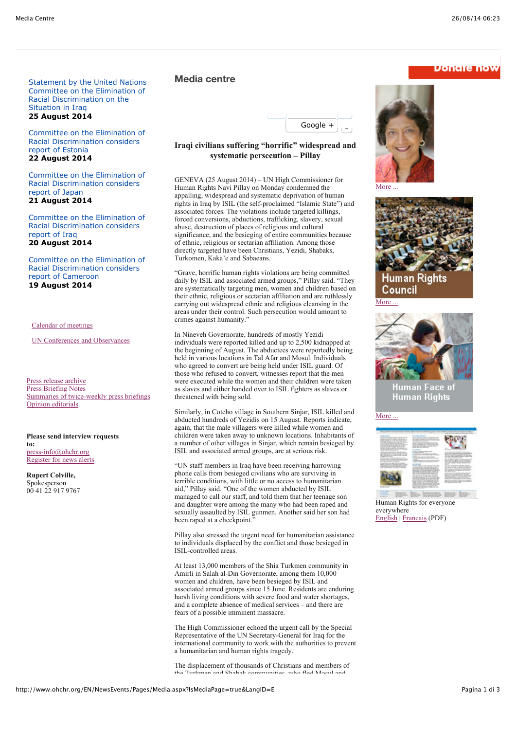Statement by the United Nations Committee on the Elimination of Racial Discrimination on the Situation in Iraq
**25 August 2014**

Committee on the Elimination of Racial Discrimination considers report of Estonia
**22 August 2014**

Committee on the Elimination of Racial Discrimination considers report of Japan
**21 August 2014**

Committee on the Elimination of Racial Discrimination considers report of Iraq
**20 August 2014**

Committee on the Elimination of Racial Discrimination considers report of Cameroon
**19 August 2014**

Calendar of meetings

UN Conferences and Observances

Press release archive
Press Briefing Notes
Summaries of twice-weekly press briefings
Opinion editorials

**Please send interview requests to:**
press-info@ohchr.org
Register for news alerts

**Rupert Colville,**
Spokesperson
00 41 22 917 9767

# Media centre

Google +

## Iraqi civilians suffering "horrific" widespread and systematic persecution – Pillay

GENEVA (25 August 2014) – UN High Commissioner for Human Rights Navi Pillay on Monday condemned the appalling, widespread and systematic deprivation of human rights in Iraq by ISIL (the self-proclaimed "Islamic State") and associated forces. The violations include targeted killings, forced conversions, abductions, trafficking, slavery, sexual abuse, destruction of places of religious and cultural significance, and the besieging of entire communities because of ethnic, religious or sectarian affiliation. Among those directly targeted have been Christians, Yezidi, Shabaks, Turkomen, Kaka'e and Sabaeans.

"Grave, horrific human rights violations are being committed daily by ISIL and associated armed groups," Pillay said. "They are systematically targeting men, women and children based on their ethnic, religious or sectarian affiliation and are ruthlessly carrying out widespread ethnic and religious cleansing in the areas under their control. Such persecution would amount to crimes against humanity."

In Nineveh Governorate, hundreds of mostly Yezidi individuals were reported killed and up to 2,500 kidnapped at the beginning of August. The abductees were reportedly being held in various locations in Tal Afar and Mosul. Individuals who agreed to convert are being held under ISIL guard. Of those who refused to convert, witnesses report that the men were executed while the women and their children were taken as slaves and either handed over to ISIL fighters as slaves or threatened with being sold.

Similarly, in Cotcho village in Southern Sinjar, ISIL killed and abducted hundreds of Yezidis on 15 August. Reports indicate, again, that the male villagers were killed while women and children were taken away to unknown locations. Inhabitants of a number of other villages in Sinjar, which remain besieged by ISIL and associated armed groups, are at serious risk.

"UN staff members in Iraq have been receiving harrowing phone calls from besieged civilians who are surviving in terrible conditions, with little or no access to humanitarian aid," Pillay said. "One of the women abducted by ISIL managed to call our staff, and told them that her teenage son and daughter were among the many who had been raped and sexually assaulted by ISIL gunmen. Another said her son had been raped at a checkpoint."

Pillay also stressed the urgent need for humanitarian assistance to individuals displaced by the conflict and those besieged in ISIL-controlled areas.

At least 13,000 members of the Shia Turkmen community in Amirli in Salah al-Din Governorate, among them 10,000 women and children, have been besieged by ISIL and associated armed groups since 15 June. Residents are enduring harsh living conditions with severe food and water shortages, and a complete absence of medical services – and there are fears of a possible imminent massacre.

The High Commissioner echoed the urgent call by the Special Representative of the UN Secretary-General for Iraq for the international community to work with the authorities to prevent a humanitarian and human rights tragedy.

The displacement of thousands of Christians and members of the Turkmen and Shabak communities, who fled Mosul and

Donate now

More ...

Human Rights Council

More ...

Human Face of Human Rights

More ...

Human Rights for everyone everywhere
English | Francais (PDF)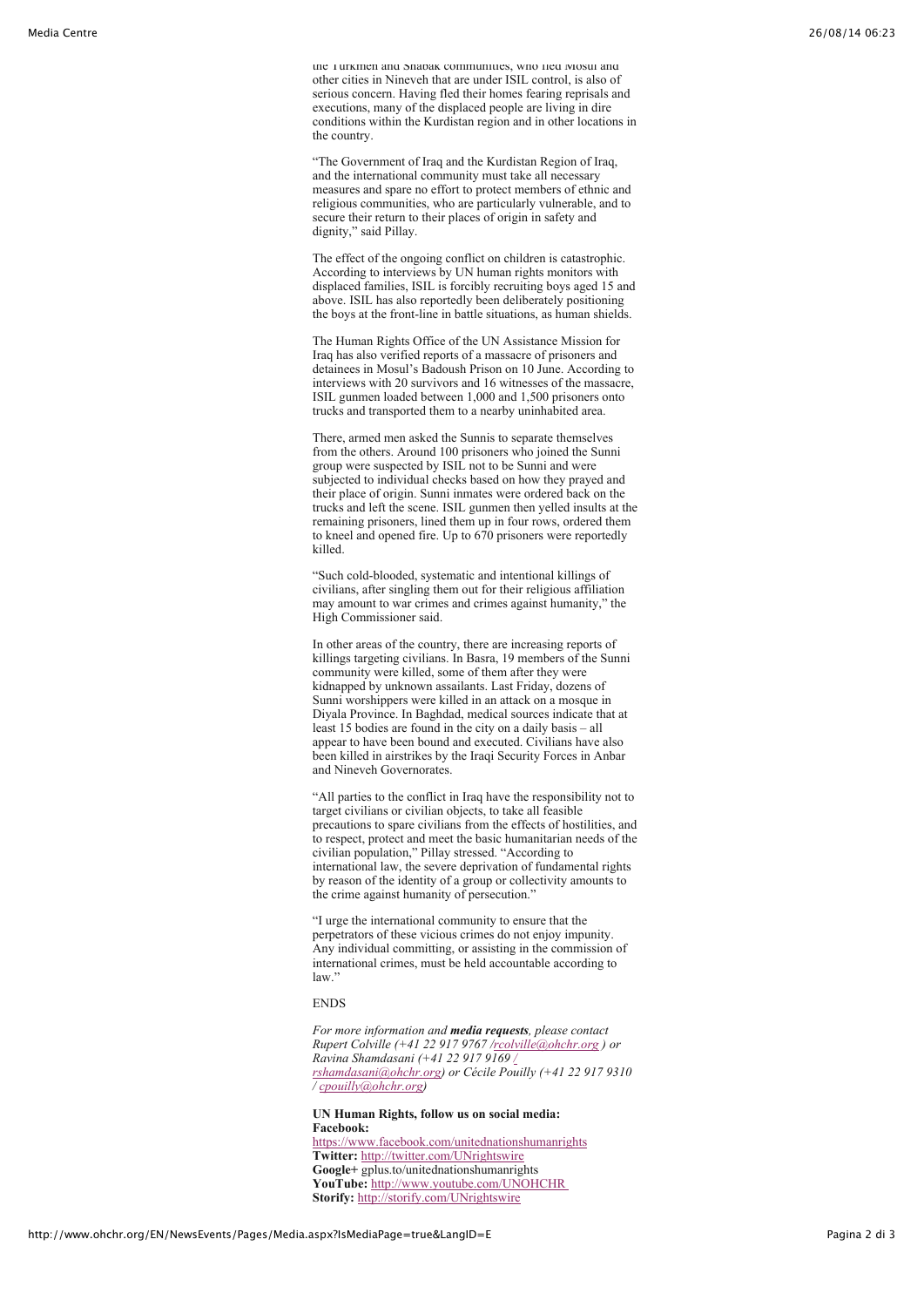the Turkmen and Shabak communities, who fled Mosul and other cities in Nineveh that are under ISIL control, is also of serious concern. Having fled their homes fearing reprisals and executions, many of the displaced people are living in dire conditions within the Kurdistan region and in other locations in the country.

"The Government of Iraq and the Kurdistan Region of Iraq, and the international community must take all necessary measures and spare no effort to protect members of ethnic and religious communities, who are particularly vulnerable, and to secure their return to their places of origin in safety and dignity," said Pillay.

The effect of the ongoing conflict on children is catastrophic. According to interviews by UN human rights monitors with displaced families, ISIL is forcibly recruiting boys aged 15 and above. ISIL has also reportedly been deliberately positioning the boys at the front-line in battle situations, as human shields.

The Human Rights Office of the UN Assistance Mission for Iraq has also verified reports of a massacre of prisoners and detainees in Mosul's Badoush Prison on 10 June. According to interviews with 20 survivors and 16 witnesses of the massacre, ISIL gunmen loaded between 1,000 and 1,500 prisoners onto trucks and transported them to a nearby uninhabited area.

There, armed men asked the Sunnis to separate themselves from the others. Around 100 prisoners who joined the Sunni group were suspected by ISIL not to be Sunni and were subjected to individual checks based on how they prayed and their place of origin. Sunni inmates were ordered back on the trucks and left the scene. ISIL gunmen then yelled insults at the remaining prisoners, lined them up in four rows, ordered them to kneel and opened fire. Up to 670 prisoners were reportedly killed.

"Such cold-blooded, systematic and intentional killings of civilians, after singling them out for their religious affiliation may amount to war crimes and crimes against humanity," the High Commissioner said.

In other areas of the country, there are increasing reports of killings targeting civilians. In Basra, 19 members of the Sunni community were killed, some of them after they were kidnapped by unknown assailants. Last Friday, dozens of Sunni worshippers were killed in an attack on a mosque in Diyala Province. In Baghdad, medical sources indicate that at least 15 bodies are found in the city on a daily basis – all appear to have been bound and executed. Civilians have also been killed in airstrikes by the Iraqi Security Forces in Anbar and Nineveh Governorates.

"All parties to the conflict in Iraq have the responsibility not to target civilians or civilian objects, to take all feasible precautions to spare civilians from the effects of hostilities, and to respect, protect and meet the basic humanitarian needs of the civilian population," Pillay stressed. "According to international law, the severe deprivation of fundamental rights by reason of the identity of a group or collectivity amounts to the crime against humanity of persecution."

"I urge the international community to ensure that the perpetrators of these vicious crimes do not enjoy impunity. Any individual committing, or assisting in the commission of international crimes, must be held accountable according to law."

ENDS

*For more information and **media requests**, please contact Rupert Colville (+41 22 917 9767 /rcolville@ohchr.org ) or Ravina Shamdasani (+41 22 917 9169 / rshamdasani@ohchr.org) or Cécile Pouilly (+41 22 917 9310 / cpouilly@ohchr.org)*

**UN Human Rights, follow us on social media:**
**Facebook:** https://www.facebook.com/unitednationshumanrights
**Twitter:** http://twitter.com/UNrightswire
**Google+** gplus.to/unitednationshumanrights
**YouTube:** http://www.youtube.com/UNOHCHR
**Storify:** http://storify.com/UNrightswire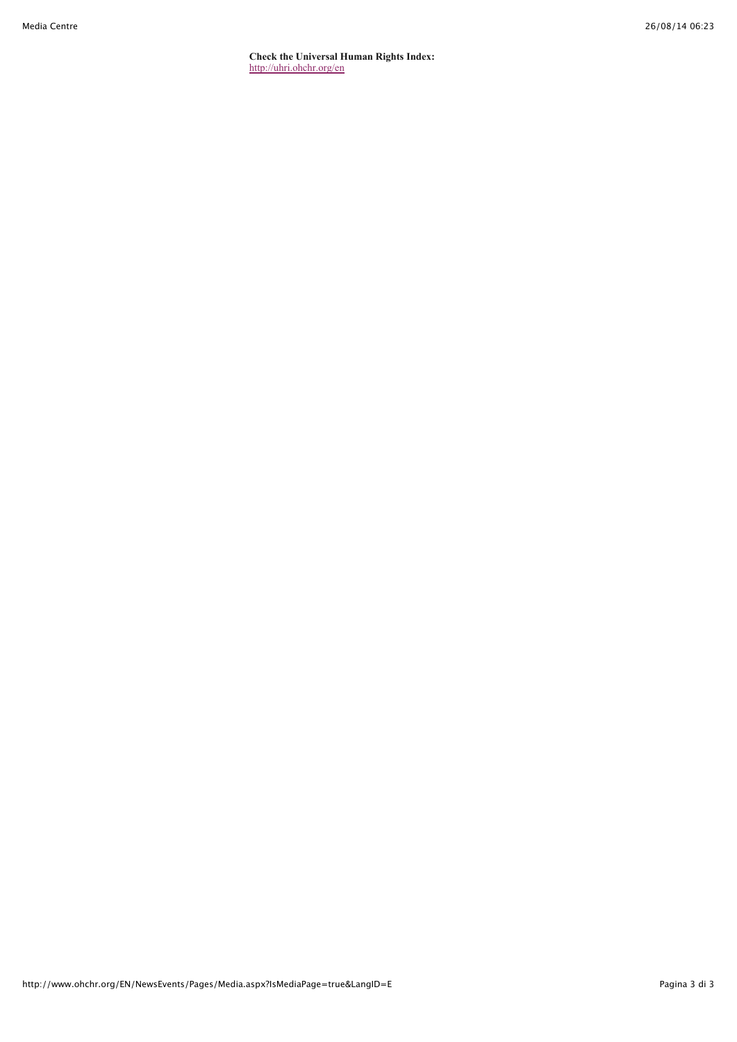**Check the Universal Human Rights Index:**
http://uhri.ohchr.org/en